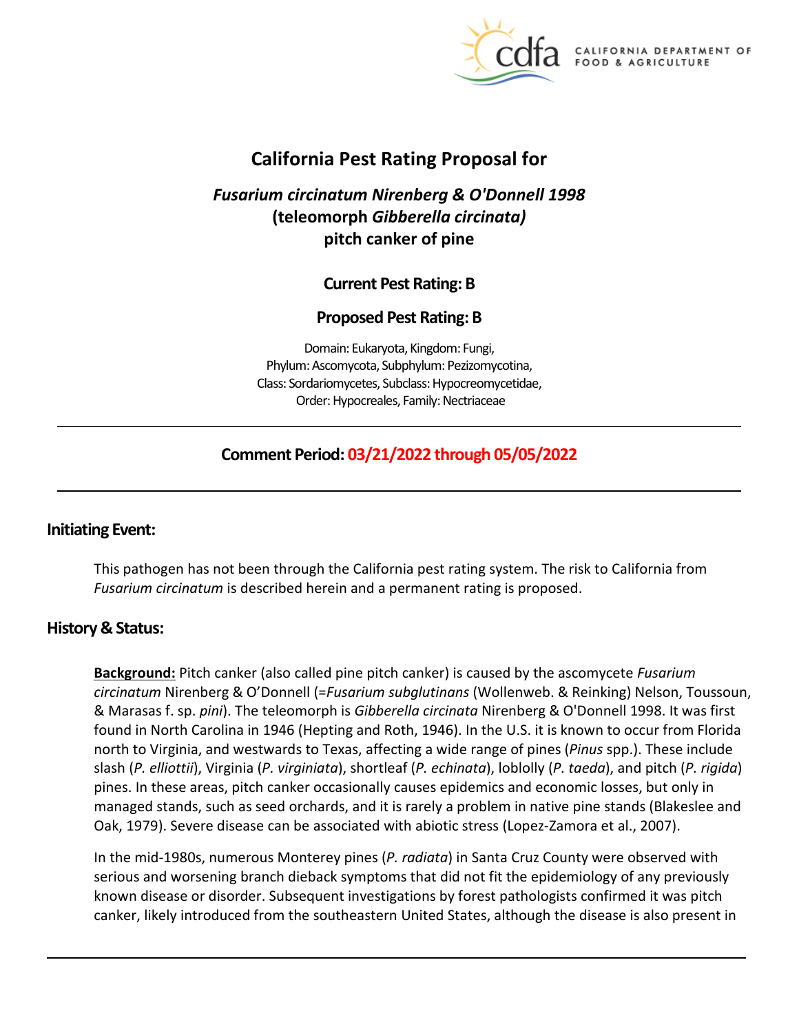# California Pest Rating Proposal for

## *Fusarium circinatum* Nirenberg & O'Donnell 1998
## (teleomorph *Gibberella circinata*)
## pitch canker of pine

**Current Pest Rating: B**

**Proposed Pest Rating: B**

Domain: Eukaryota, Kingdom: Fungi,
Phylum: Ascomycota, Subphylum: Pezizomycotina,
Class: Sordariomycetes, Subclass: Hypocreomycetidae,
Order: Hypocreales, Family: Nectriaceae

---

**Comment Period: 03/21/2022 through 05/05/2022**

---

## Initiating Event:

This pathogen has not been through the California pest rating system. The risk to California from *Fusarium circinatum* is described herein and a permanent rating is proposed.

## History & Status:

**Background:** Pitch canker (also called pine pitch canker) is caused by the ascomycete *Fusarium circinatum* Nirenberg & O'Donnell (=*Fusarium subglutinans* (Wollenweb. & Reinking) Nelson, Toussoun, & Marasas f. sp. *pini*). The teleomorph is *Gibberella circinata* Nirenberg & O'Donnell 1998. It was first found in North Carolina in 1946 (Hepting and Roth, 1946). In the U.S. it is known to occur from Florida north to Virginia, and westwards to Texas, affecting a wide range of pines (*Pinus* spp.). These include slash (*P. elliottii*), Virginia (*P. virginiata*), shortleaf (*P. echinata*), loblolly (*P. taeda*), and pitch (*P. rigida*) pines. In these areas, pitch canker occasionally causes epidemics and economic losses, but only in managed stands, such as seed orchards, and it is rarely a problem in native pine stands (Blakeslee and Oak, 1979). Severe disease can be associated with abiotic stress (Lopez-Zamora et al., 2007).

In the mid-1980s, numerous Monterey pines (*P. radiata*) in Santa Cruz County were observed with serious and worsening branch dieback symptoms that did not fit the epidemiology of any previously known disease or disorder. Subsequent investigations by forest pathologists confirmed it was pitch canker, likely introduced from the southeastern United States, although the disease is also present in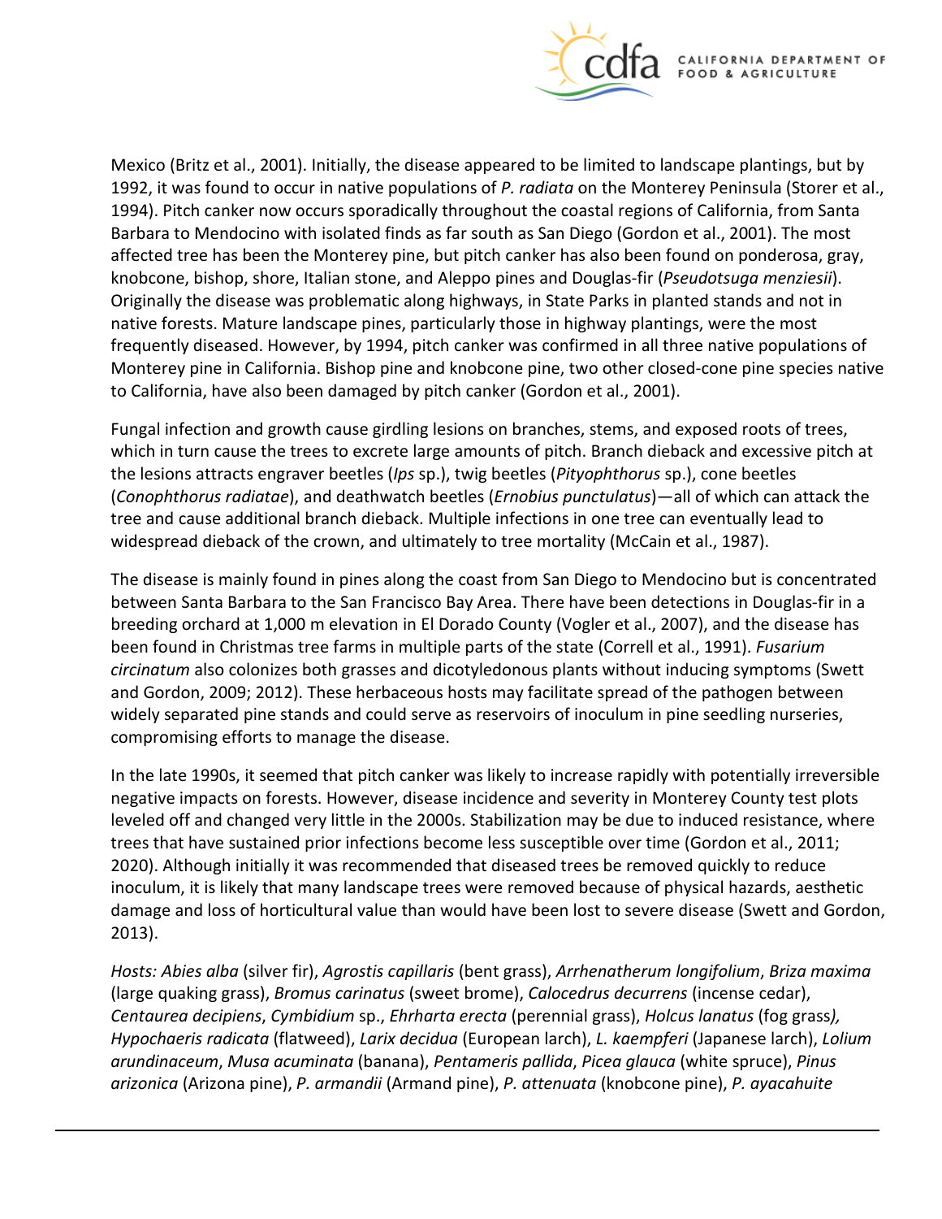Mexico (Britz et al., 2001). Initially, the disease appeared to be limited to landscape plantings, but by 1992, it was found to occur in native populations of *P. radiata* on the Monterey Peninsula (Storer et al., 1994). Pitch canker now occurs sporadically throughout the coastal regions of California, from Santa Barbara to Mendocino with isolated finds as far south as San Diego (Gordon et al., 2001). The most affected tree has been the Monterey pine, but pitch canker has also been found on ponderosa, gray, knobcone, bishop, shore, Italian stone, and Aleppo pines and Douglas-fir (*Pseudotsuga menziesii*). Originally the disease was problematic along highways, in State Parks in planted stands and not in native forests. Mature landscape pines, particularly those in highway plantings, were the most frequently diseased. However, by 1994, pitch canker was confirmed in all three native populations of Monterey pine in California. Bishop pine and knobcone pine, two other closed-cone pine species native to California, have also been damaged by pitch canker (Gordon et al., 2001).

Fungal infection and growth cause girdling lesions on branches, stems, and exposed roots of trees, which in turn cause the trees to excrete large amounts of pitch. Branch dieback and excessive pitch at the lesions attracts engraver beetles (*Ips* sp.), twig beetles (*Pityophthorus* sp.), cone beetles (*Conophthorus radiatae*), and deathwatch beetles (*Ernobius punctulatus*)—all of which can attack the tree and cause additional branch dieback. Multiple infections in one tree can eventually lead to widespread dieback of the crown, and ultimately to tree mortality (McCain et al., 1987).

The disease is mainly found in pines along the coast from San Diego to Mendocino but is concentrated between Santa Barbara to the San Francisco Bay Area. There have been detections in Douglas-fir in a breeding orchard at 1,000 m elevation in El Dorado County (Vogler et al., 2007), and the disease has been found in Christmas tree farms in multiple parts of the state (Correll et al., 1991). *Fusarium circinatum* also colonizes both grasses and dicotyledonous plants without inducing symptoms (Swett and Gordon, 2009; 2012). These herbaceous hosts may facilitate spread of the pathogen between widely separated pine stands and could serve as reservoirs of inoculum in pine seedling nurseries, compromising efforts to manage the disease.

In the late 1990s, it seemed that pitch canker was likely to increase rapidly with potentially irreversible negative impacts on forests. However, disease incidence and severity in Monterey County test plots leveled off and changed very little in the 2000s. Stabilization may be due to induced resistance, where trees that have sustained prior infections become less susceptible over time (Gordon et al., 2011; 2020). Although initially it was recommended that diseased trees be removed quickly to reduce inoculum, it is likely that many landscape trees were removed because of physical hazards, aesthetic damage and loss of horticultural value than would have been lost to severe disease (Swett and Gordon, 2013).

*Hosts: Abies alba* (silver fir), *Agrostis capillaris* (bent grass), *Arrhenatherum longifolium*, *Briza maxima* (large quaking grass), *Bromus carinatus* (sweet brome), *Calocedrus decurrens* (incense cedar), *Centaurea decipiens*, *Cymbidium* sp., *Ehrharta erecta* (perennial grass), *Holcus lanatus* (fog grass), *Hypochaeris radicata* (flatweed), *Larix decidua* (European larch), *L. kaempferi* (Japanese larch), *Lolium arundinaceum*, *Musa acuminata* (banana), *Pentameris pallida*, *Picea glauca* (white spruce), *Pinus arizonica* (Arizona pine), *P. armandii* (Armand pine), *P. attenuata* (knobcone pine), *P. ayacahuite*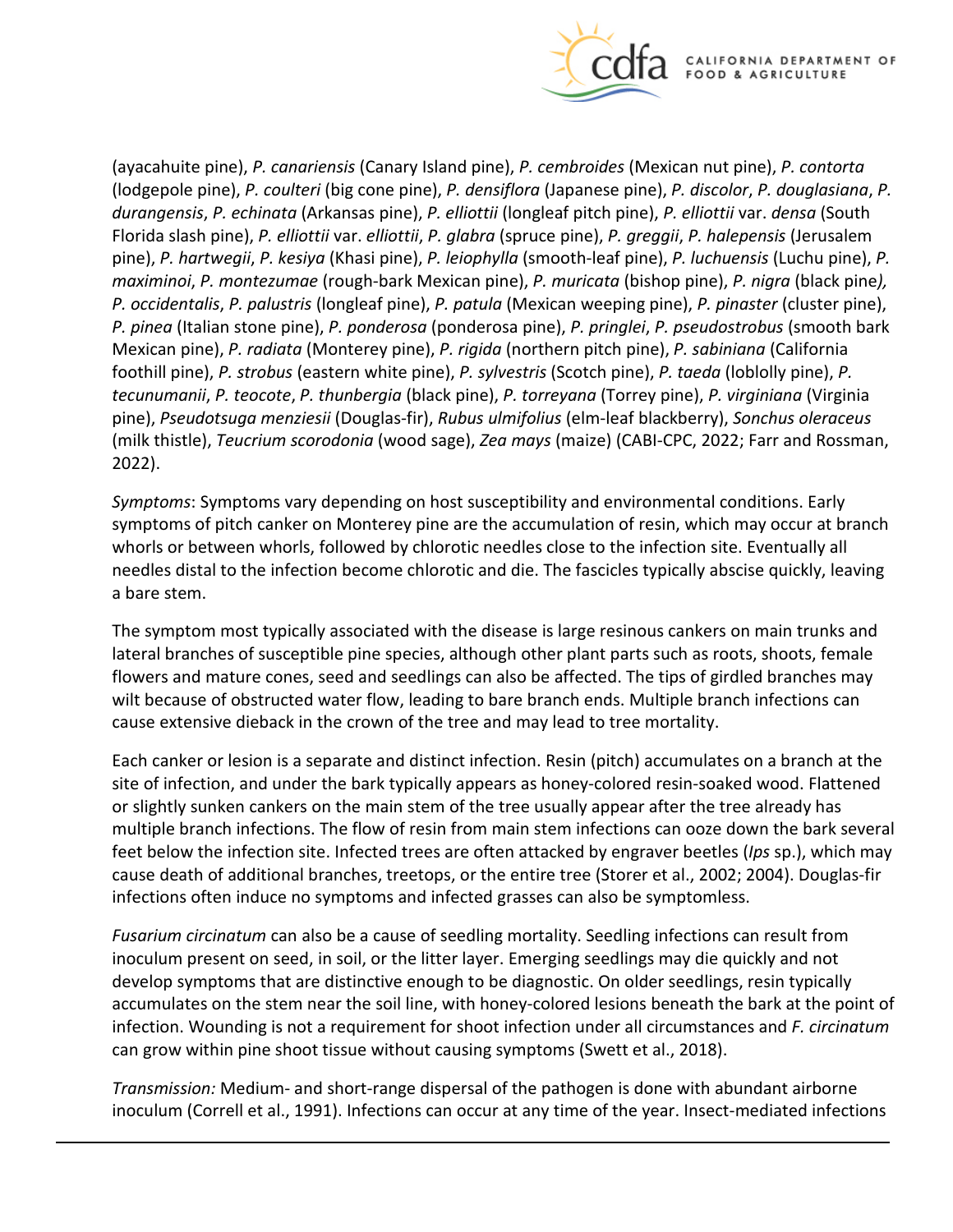(ayacahuite pine), *P. canariensis* (Canary Island pine), *P. cembroides* (Mexican nut pine), *P. contorta* (lodgepole pine), *P. coulteri* (big cone pine), *P. densiflora* (Japanese pine), *P. discolor*, *P. douglasiana*, *P. durangensis*, *P. echinata* (Arkansas pine), *P. elliottii* (longleaf pitch pine), *P. elliottii* var. *densa* (South Florida slash pine), *P. elliottii* var. *elliottii*, *P. glabra* (spruce pine), *P. greggii*, *P. halepensis* (Jerusalem pine), *P. hartwegii*, *P. kesiya* (Khasi pine), *P. leiophylla* (smooth-leaf pine), *P. luchuensis* (Luchu pine), *P. maximinoi*, *P. montezumae* (rough-bark Mexican pine), *P. muricata* (bishop pine), *P. nigra* (black pine), *P. occidentalis*, *P. palustris* (longleaf pine), *P. patula* (Mexican weeping pine), *P. pinaster* (cluster pine), *P. pinea* (Italian stone pine), *P. ponderosa* (ponderosa pine), *P. pringlei*, *P. pseudostrobus* (smooth bark Mexican pine), *P. radiata* (Monterey pine), *P. rigida* (northern pitch pine), *P. sabiniana* (California foothill pine), *P. strobus* (eastern white pine), *P. sylvestris* (Scotch pine), *P. taeda* (loblolly pine), *P. tecunumanii*, *P. teocote*, *P. thunbergia* (black pine), *P. torreyana* (Torrey pine), *P. virginiana* (Virginia pine), *Pseudotsuga menziesii* (Douglas-fir), *Rubus ulmifolius* (elm-leaf blackberry), *Sonchus oleraceus* (milk thistle), *Teucrium scorodonia* (wood sage), *Zea mays* (maize) (CABI-CPC, 2022; Farr and Rossman, 2022).

*Symptoms*: Symptoms vary depending on host susceptibility and environmental conditions. Early symptoms of pitch canker on Monterey pine are the accumulation of resin, which may occur at branch whorls or between whorls, followed by chlorotic needles close to the infection site. Eventually all needles distal to the infection become chlorotic and die. The fascicles typically abscise quickly, leaving a bare stem.

The symptom most typically associated with the disease is large resinous cankers on main trunks and lateral branches of susceptible pine species, although other plant parts such as roots, shoots, female flowers and mature cones, seed and seedlings can also be affected. The tips of girdled branches may wilt because of obstructed water flow, leading to bare branch ends. Multiple branch infections can cause extensive dieback in the crown of the tree and may lead to tree mortality.

Each canker or lesion is a separate and distinct infection. Resin (pitch) accumulates on a branch at the site of infection, and under the bark typically appears as honey-colored resin-soaked wood. Flattened or slightly sunken cankers on the main stem of the tree usually appear after the tree already has multiple branch infections. The flow of resin from main stem infections can ooze down the bark several feet below the infection site. Infected trees are often attacked by engraver beetles (*Ips* sp.), which may cause death of additional branches, treetops, or the entire tree (Storer et al., 2002; 2004). Douglas-fir infections often induce no symptoms and infected grasses can also be symptomless.

*Fusarium circinatum* can also be a cause of seedling mortality. Seedling infections can result from inoculum present on seed, in soil, or the litter layer. Emerging seedlings may die quickly and not develop symptoms that are distinctive enough to be diagnostic. On older seedlings, resin typically accumulates on the stem near the soil line, with honey-colored lesions beneath the bark at the point of infection. Wounding is not a requirement for shoot infection under all circumstances and *F. circinatum* can grow within pine shoot tissue without causing symptoms (Swett et al., 2018).

*Transmission:* Medium- and short-range dispersal of the pathogen is done with abundant airborne inoculum (Correll et al., 1991). Infections can occur at any time of the year. Insect-mediated infections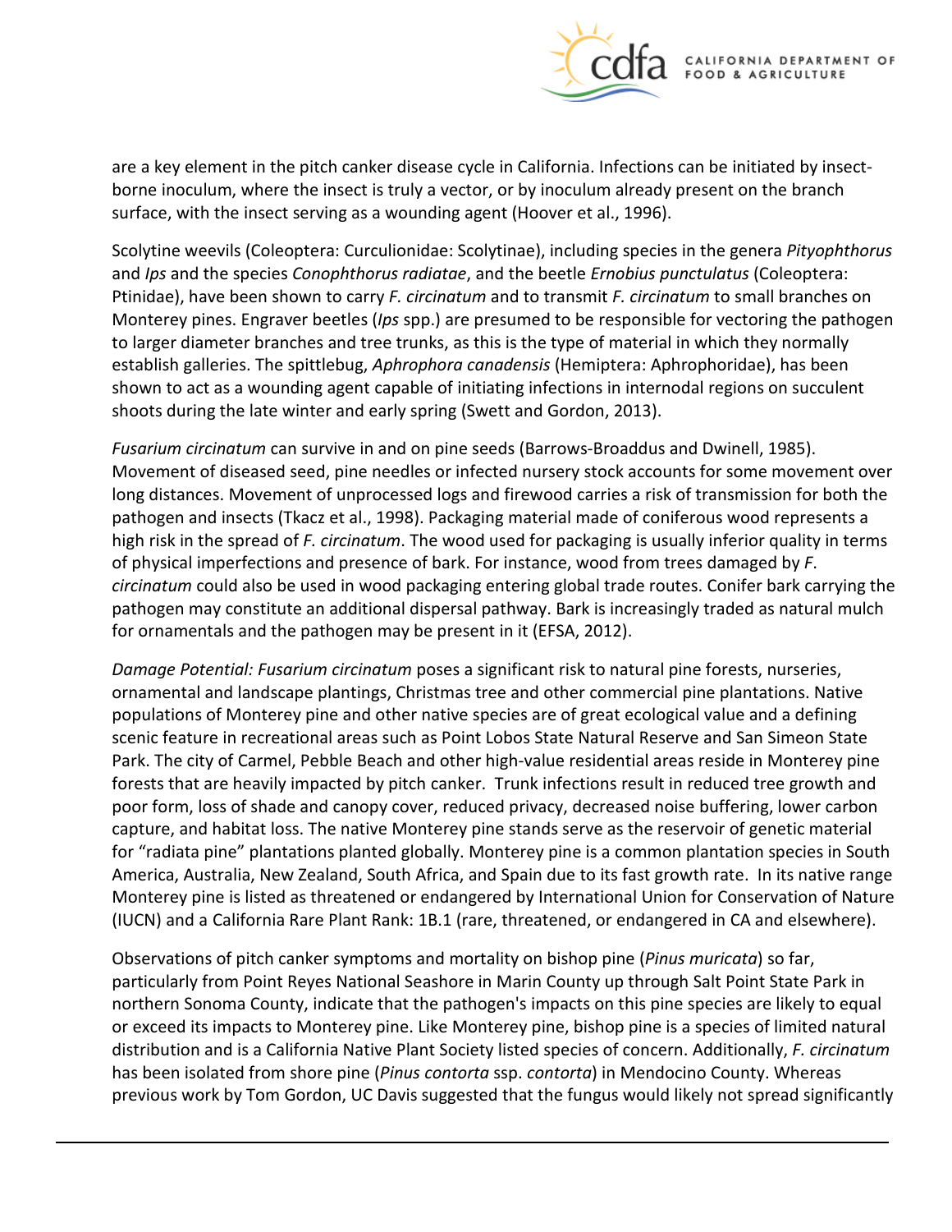are a key element in the pitch canker disease cycle in California. Infections can be initiated by insect-borne inoculum, where the insect is truly a vector, or by inoculum already present on the branch surface, with the insect serving as a wounding agent (Hoover et al., 1996).

Scolytine weevils (Coleoptera: Curculionidae: Scolytinae), including species in the genera *Pityophthorus* and *Ips* and the species *Conophthorus radiatae*, and the beetle *Ernobius punctulatus* (Coleoptera: Ptinidae), have been shown to carry *F. circinatum* and to transmit *F. circinatum* to small branches on Monterey pines. Engraver beetles (*Ips* spp.) are presumed to be responsible for vectoring the pathogen to larger diameter branches and tree trunks, as this is the type of material in which they normally establish galleries. The spittlebug, *Aphrophora canadensis* (Hemiptera: Aphrophoridae), has been shown to act as a wounding agent capable of initiating infections in internodal regions on succulent shoots during the late winter and early spring (Swett and Gordon, 2013).

*Fusarium circinatum* can survive in and on pine seeds (Barrows-Broaddus and Dwinell, 1985). Movement of diseased seed, pine needles or infected nursery stock accounts for some movement over long distances. Movement of unprocessed logs and firewood carries a risk of transmission for both the pathogen and insects (Tkacz et al., 1998). Packaging material made of coniferous wood represents a high risk in the spread of *F. circinatum*. The wood used for packaging is usually inferior quality in terms of physical imperfections and presence of bark. For instance, wood from trees damaged by *F. circinatum* could also be used in wood packaging entering global trade routes. Conifer bark carrying the pathogen may constitute an additional dispersal pathway. Bark is increasingly traded as natural mulch for ornamentals and the pathogen may be present in it (EFSA, 2012).

*Damage Potential: Fusarium circinatum* poses a significant risk to natural pine forests, nurseries, ornamental and landscape plantings, Christmas tree and other commercial pine plantations. Native populations of Monterey pine and other native species are of great ecological value and a defining scenic feature in recreational areas such as Point Lobos State Natural Reserve and San Simeon State Park. The city of Carmel, Pebble Beach and other high-value residential areas reside in Monterey pine forests that are heavily impacted by pitch canker. Trunk infections result in reduced tree growth and poor form, loss of shade and canopy cover, reduced privacy, decreased noise buffering, lower carbon capture, and habitat loss. The native Monterey pine stands serve as the reservoir of genetic material for "radiata pine" plantations planted globally. Monterey pine is a common plantation species in South America, Australia, New Zealand, South Africa, and Spain due to its fast growth rate. In its native range Monterey pine is listed as threatened or endangered by International Union for Conservation of Nature (IUCN) and a California Rare Plant Rank: 1B.1 (rare, threatened, or endangered in CA and elsewhere).

Observations of pitch canker symptoms and mortality on bishop pine (*Pinus muricata*) so far, particularly from Point Reyes National Seashore in Marin County up through Salt Point State Park in northern Sonoma County, indicate that the pathogen's impacts on this pine species are likely to equal or exceed its impacts to Monterey pine. Like Monterey pine, bishop pine is a species of limited natural distribution and is a California Native Plant Society listed species of concern. Additionally, *F. circinatum* has been isolated from shore pine (*Pinus contorta* ssp. *contorta*) in Mendocino County. Whereas previous work by Tom Gordon, UC Davis suggested that the fungus would likely not spread significantly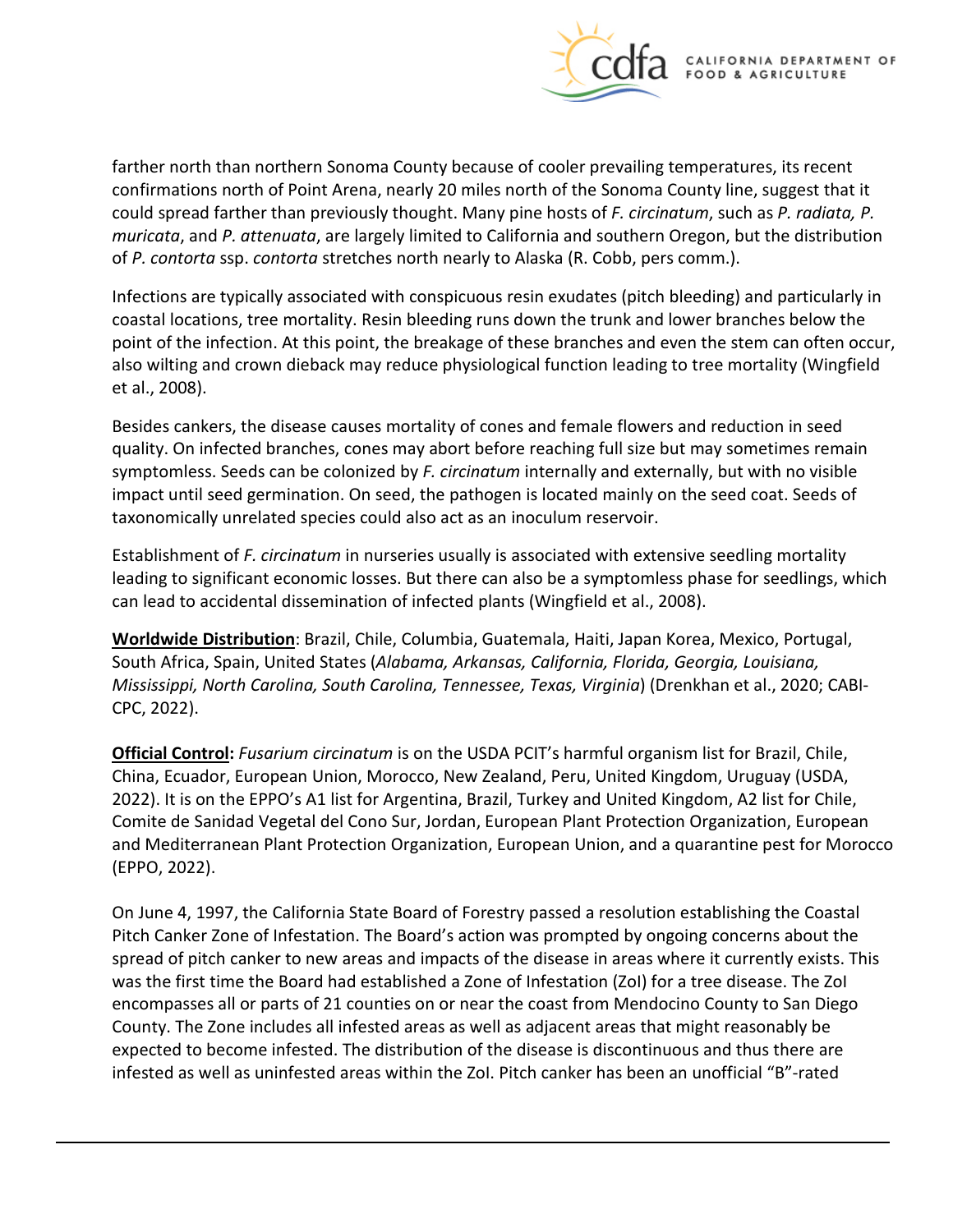farther north than northern Sonoma County because of cooler prevailing temperatures, its recent confirmations north of Point Arena, nearly 20 miles north of the Sonoma County line, suggest that it could spread farther than previously thought. Many pine hosts of *F. circinatum*, such as *P. radiata, P. muricata*, and *P. attenuata*, are largely limited to California and southern Oregon, but the distribution of *P. contorta* ssp. *contorta* stretches north nearly to Alaska (R. Cobb, pers comm.).

Infections are typically associated with conspicuous resin exudates (pitch bleeding) and particularly in coastal locations, tree mortality. Resin bleeding runs down the trunk and lower branches below the point of the infection. At this point, the breakage of these branches and even the stem can often occur, also wilting and crown dieback may reduce physiological function leading to tree mortality (Wingfield et al., 2008).

Besides cankers, the disease causes mortality of cones and female flowers and reduction in seed quality. On infected branches, cones may abort before reaching full size but may sometimes remain symptomless. Seeds can be colonized by *F. circinatum* internally and externally, but with no visible impact until seed germination. On seed, the pathogen is located mainly on the seed coat. Seeds of taxonomically unrelated species could also act as an inoculum reservoir.

Establishment of *F. circinatum* in nurseries usually is associated with extensive seedling mortality leading to significant economic losses. But there can also be a symptomless phase for seedlings, which can lead to accidental dissemination of infected plants (Wingfield et al., 2008).

**Worldwide Distribution**: Brazil, Chile, Columbia, Guatemala, Haiti, Japan Korea, Mexico, Portugal, South Africa, Spain, United States (*Alabama, Arkansas, California, Florida, Georgia, Louisiana, Mississippi, North Carolina, South Carolina, Tennessee, Texas, Virginia*) (Drenkhan et al., 2020; CABI-CPC, 2022).

**Official Control:** *Fusarium circinatum* is on the USDA PCIT's harmful organism list for Brazil, Chile, China, Ecuador, European Union, Morocco, New Zealand, Peru, United Kingdom, Uruguay (USDA, 2022). It is on the EPPO's A1 list for Argentina, Brazil, Turkey and United Kingdom, A2 list for Chile, Comite de Sanidad Vegetal del Cono Sur, Jordan, European Plant Protection Organization, European and Mediterranean Plant Protection Organization, European Union, and a quarantine pest for Morocco (EPPO, 2022).

On June 4, 1997, the California State Board of Forestry passed a resolution establishing the Coastal Pitch Canker Zone of Infestation. The Board's action was prompted by ongoing concerns about the spread of pitch canker to new areas and impacts of the disease in areas where it currently exists. This was the first time the Board had established a Zone of Infestation (ZoI) for a tree disease. The ZoI encompasses all or parts of 21 counties on or near the coast from Mendocino County to San Diego County. The Zone includes all infested areas as well as adjacent areas that might reasonably be expected to become infested. The distribution of the disease is discontinuous and thus there are infested as well as uninfested areas within the ZoI. Pitch canker has been an unofficial "B"-rated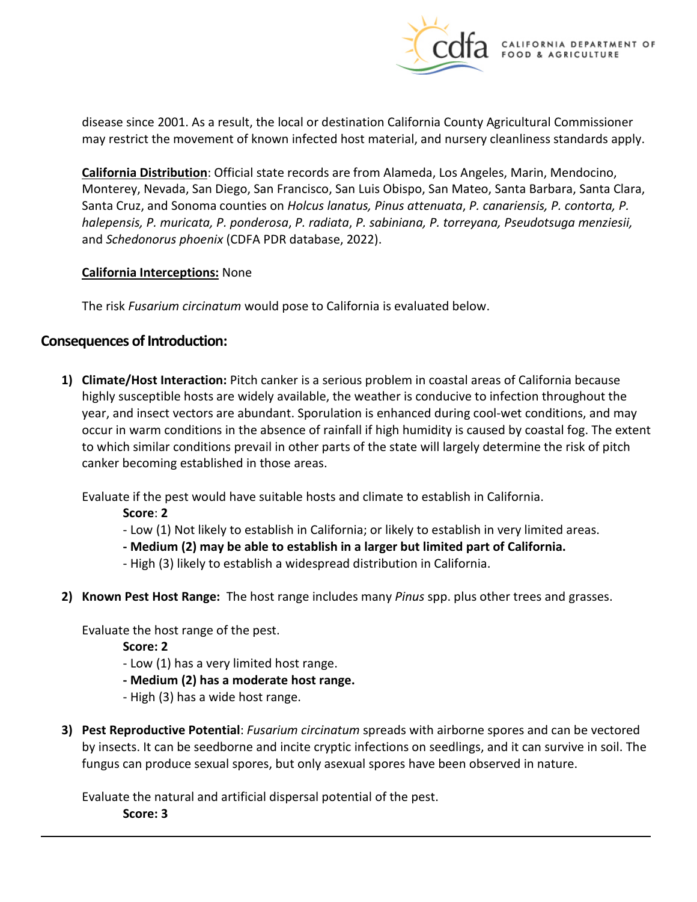disease since 2001. As a result, the local or destination California County Agricultural Commissioner may restrict the movement of known infected host material, and nursery cleanliness standards apply.

**California Distribution**: Official state records are from Alameda, Los Angeles, Marin, Mendocino, Monterey, Nevada, San Diego, San Francisco, San Luis Obispo, San Mateo, Santa Barbara, Santa Clara, Santa Cruz, and Sonoma counties on *Holcus lanatus, Pinus attenuata*, *P. canariensis, P. contorta, P. halepensis, P. muricata, P. ponderosa*, *P. radiata*, *P. sabiniana, P. torreyana, Pseudotsuga menziesii,* and *Schedonorus phoenix* (CDFA PDR database, 2022).

**California Interceptions:** None

The risk *Fusarium circinatum* would pose to California is evaluated below.

## Consequences of Introduction:

1) **Climate/Host Interaction:** Pitch canker is a serious problem in coastal areas of California because highly susceptible hosts are widely available, the weather is conducive to infection throughout the year, and insect vectors are abundant. Sporulation is enhanced during cool-wet conditions, and may occur in warm conditions in the absence of rainfall if high humidity is caused by coastal fog. The extent to which similar conditions prevail in other parts of the state will largely determine the risk of pitch canker becoming established in those areas.

   Evaluate if the pest would have suitable hosts and climate to establish in California.

   **Score**: **2**

   - Low (1) Not likely to establish in California; or likely to establish in very limited areas.
   - **Medium (2) may be able to establish in a larger but limited part of California.**
   - High (3) likely to establish a widespread distribution in California.

2) **Known Pest Host Range:** The host range includes many *Pinus* spp. plus other trees and grasses.

   Evaluate the host range of the pest.

   **Score: 2**

   - Low (1) has a very limited host range.
   - **Medium (2) has a moderate host range.**
   - High (3) has a wide host range.

3) **Pest Reproductive Potential**: *Fusarium circinatum* spreads with airborne spores and can be vectored by insects. It can be seedborne and incite cryptic infections on seedlings, and it can survive in soil. The fungus can produce sexual spores, but only asexual spores have been observed in nature.

   Evaluate the natural and artificial dispersal potential of the pest.

   **Score: 3**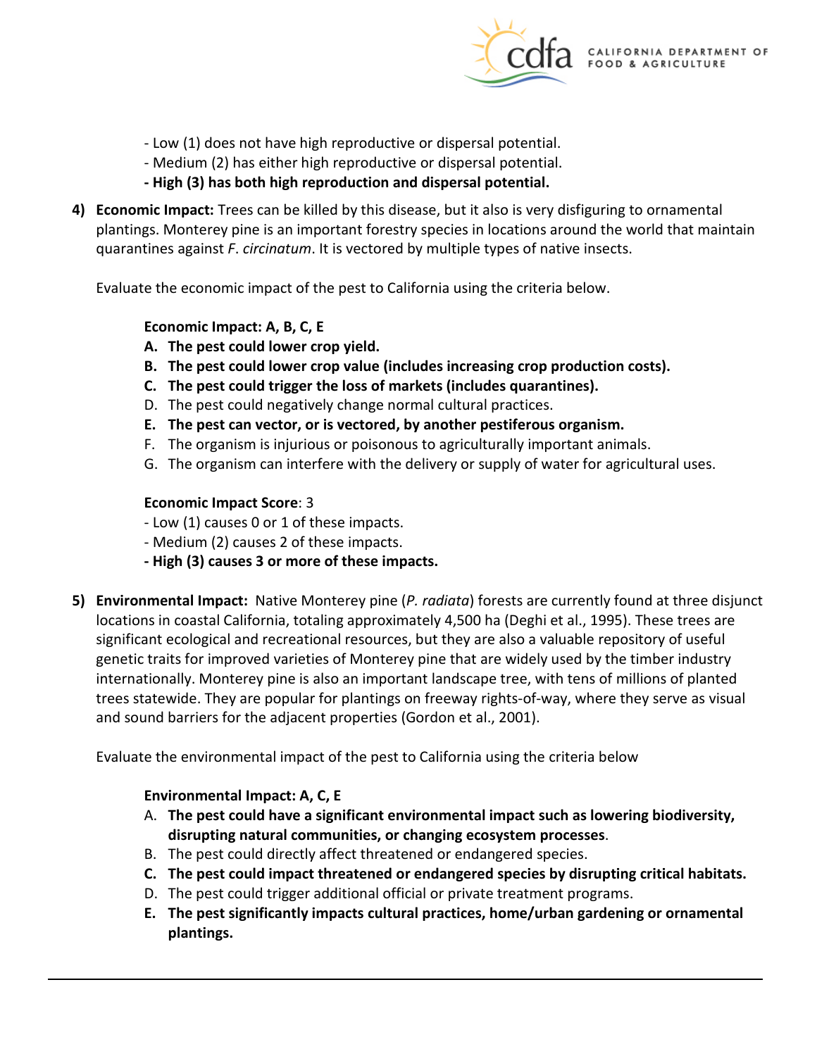- Low (1) does not have high reproductive or dispersal potential.
- Medium (2) has either high reproductive or dispersal potential.
- **- High (3) has both high reproduction and dispersal potential.**

4) **Economic Impact:** Trees can be killed by this disease, but it also is very disfiguring to ornamental plantings. Monterey pine is an important forestry species in locations around the world that maintain quarantines against *F. circinatum*. It is vectored by multiple types of native insects.

   Evaluate the economic impact of the pest to California using the criteria below.

   **Economic Impact: A, B, C, E**

   A. **The pest could lower crop yield.**
   B. **The pest could lower crop value (includes increasing crop production costs).**
   C. **The pest could trigger the loss of markets (includes quarantines).**
   D. The pest could negatively change normal cultural practices.
   E. **The pest can vector, or is vectored, by another pestiferous organism.**
   F. The organism is injurious or poisonous to agriculturally important animals.
   G. The organism can interfere with the delivery or supply of water for agricultural uses.

   **Economic Impact Score**: 3

   - Low (1) causes 0 or 1 of these impacts.
   - Medium (2) causes 2 of these impacts.
   - **- High (3) causes 3 or more of these impacts.**

5) **Environmental Impact:** Native Monterey pine (*P. radiata*) forests are currently found at three disjunct locations in coastal California, totaling approximately 4,500 ha (Deghi et al., 1995). These trees are significant ecological and recreational resources, but they are also a valuable repository of useful genetic traits for improved varieties of Monterey pine that are widely used by the timber industry internationally. Monterey pine is also an important landscape tree, with tens of millions of planted trees statewide. They are popular for plantings on freeway rights-of-way, where they serve as visual and sound barriers for the adjacent properties (Gordon et al., 2001).

   Evaluate the environmental impact of the pest to California using the criteria below

   **Environmental Impact: A, C, E**

   A. **The pest could have a significant environmental impact such as lowering biodiversity, disrupting natural communities, or changing ecosystem processes**.
   B. The pest could directly affect threatened or endangered species.
   C. **The pest could impact threatened or endangered species by disrupting critical habitats.**
   D. The pest could trigger additional official or private treatment programs.
   E. **The pest significantly impacts cultural practices, home/urban gardening or ornamental plantings.**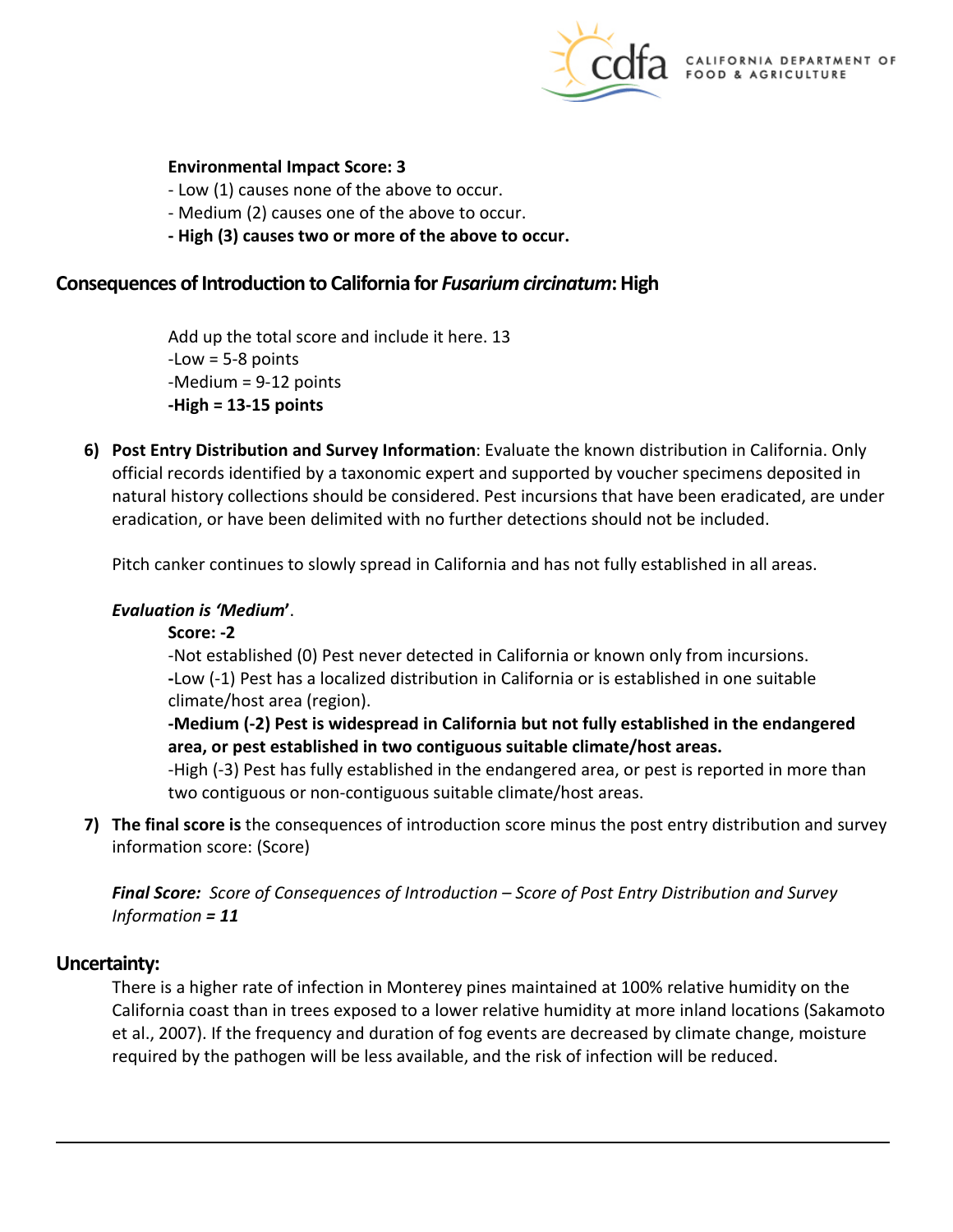**Environmental Impact Score: 3**

- Low (1) causes none of the above to occur.
- Medium (2) causes one of the above to occur.
- **High (3) causes two or more of the above to occur.**

## Consequences of Introduction to California for *Fusarium circinatum*: High

Add up the total score and include it here. 13

-Low = 5-8 points

-Medium = 9-12 points

**-High = 13-15 points**

6) **Post Entry Distribution and Survey Information**: Evaluate the known distribution in California. Only official records identified by a taxonomic expert and supported by voucher specimens deposited in natural history collections should be considered. Pest incursions that have been eradicated, are under eradication, or have been delimited with no further detections should not be included.

   Pitch canker continues to slowly spread in California and has not fully established in all areas.

   ***Evaluation is 'Medium'***.

   **Score: -2**

   -Not established (0) Pest never detected in California or known only from incursions.

   -Low (-1) Pest has a localized distribution in California or is established in one suitable climate/host area (region).

   **-Medium (-2) Pest is widespread in California but not fully established in the endangered area, or pest established in two contiguous suitable climate/host areas.**

   -High (-3) Pest has fully established in the endangered area, or pest is reported in more than two contiguous or non-contiguous suitable climate/host areas.

7) **The final score is** the consequences of introduction score minus the post entry distribution and survey information score: (Score)

   ***Final Score:*** *Score of Consequences of Introduction – Score of Post Entry Distribution and Survey Information* ***= 11***

## Uncertainty:

There is a higher rate of infection in Monterey pines maintained at 100% relative humidity on the California coast than in trees exposed to a lower relative humidity at more inland locations (Sakamoto et al., 2007). If the frequency and duration of fog events are decreased by climate change, moisture required by the pathogen will be less available, and the risk of infection will be reduced.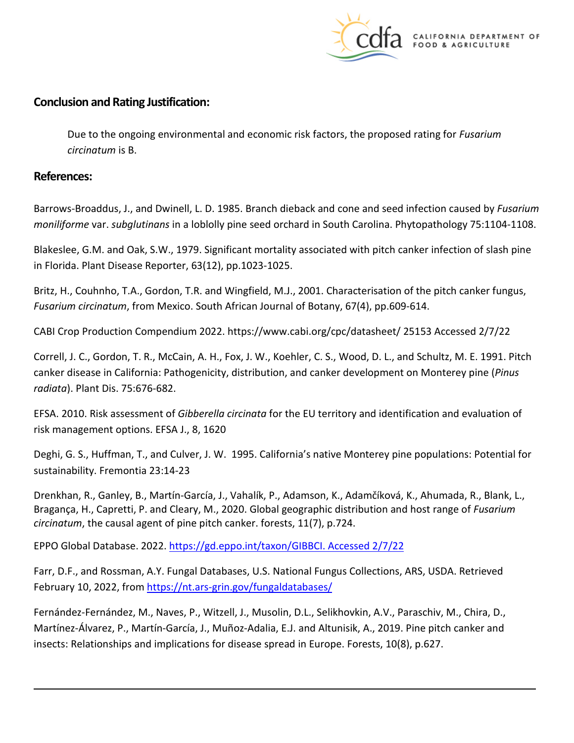## Conclusion and Rating Justification:

Due to the ongoing environmental and economic risk factors, the proposed rating for *Fusarium circinatum* is B.

## References:

Barrows-Broaddus, J., and Dwinell, L. D. 1985. Branch dieback and cone and seed infection caused by *Fusarium moniliforme* var. *subglutinans* in a loblolly pine seed orchard in South Carolina. Phytopathology 75:1104-1108.

Blakeslee, G.M. and Oak, S.W., 1979. Significant mortality associated with pitch canker infection of slash pine in Florida. Plant Disease Reporter, 63(12), pp.1023-1025.

Britz, H., Couhnho, T.A., Gordon, T.R. and Wingfield, M.J., 2001. Characterisation of the pitch canker fungus, *Fusarium circinatum*, from Mexico. South African Journal of Botany, 67(4), pp.609-614.

CABI Crop Production Compendium 2022. https://www.cabi.org/cpc/datasheet/ 25153 Accessed 2/7/22

Correll, J. C., Gordon, T. R., McCain, A. H., Fox, J. W., Koehler, C. S., Wood, D. L., and Schultz, M. E. 1991. Pitch canker disease in California: Pathogenicity, distribution, and canker development on Monterey pine (*Pinus radiata*). Plant Dis. 75:676-682.

EFSA. 2010. Risk assessment of *Gibberella circinata* for the EU territory and identification and evaluation of risk management options. EFSA J., 8, 1620

Deghi, G. S., Huffman, T., and Culver, J. W. 1995. California's native Monterey pine populations: Potential for sustainability. Fremontia 23:14-23

Drenkhan, R., Ganley, B., Martín-García, J., Vahalík, P., Adamson, K., Adamčíková, K., Ahumada, R., Blank, L., Bragança, H., Capretti, P. and Cleary, M., 2020. Global geographic distribution and host range of *Fusarium circinatum*, the causal agent of pine pitch canker. forests, 11(7), p.724.

EPPO Global Database. 2022. https://gd.eppo.int/taxon/GIBBCI. Accessed 2/7/22

Farr, D.F., and Rossman, A.Y. Fungal Databases, U.S. National Fungus Collections, ARS, USDA. Retrieved February 10, 2022, from https://nt.ars-grin.gov/fungaldatabases/

Fernández-Fernández, M., Naves, P., Witzell, J., Musolin, D.L., Selikhovkin, A.V., Paraschiv, M., Chira, D., Martínez-Álvarez, P., Martín-García, J., Muñoz-Adalia, E.J. and Altunisik, A., 2019. Pine pitch canker and insects: Relationships and implications for disease spread in Europe. Forests, 10(8), p.627.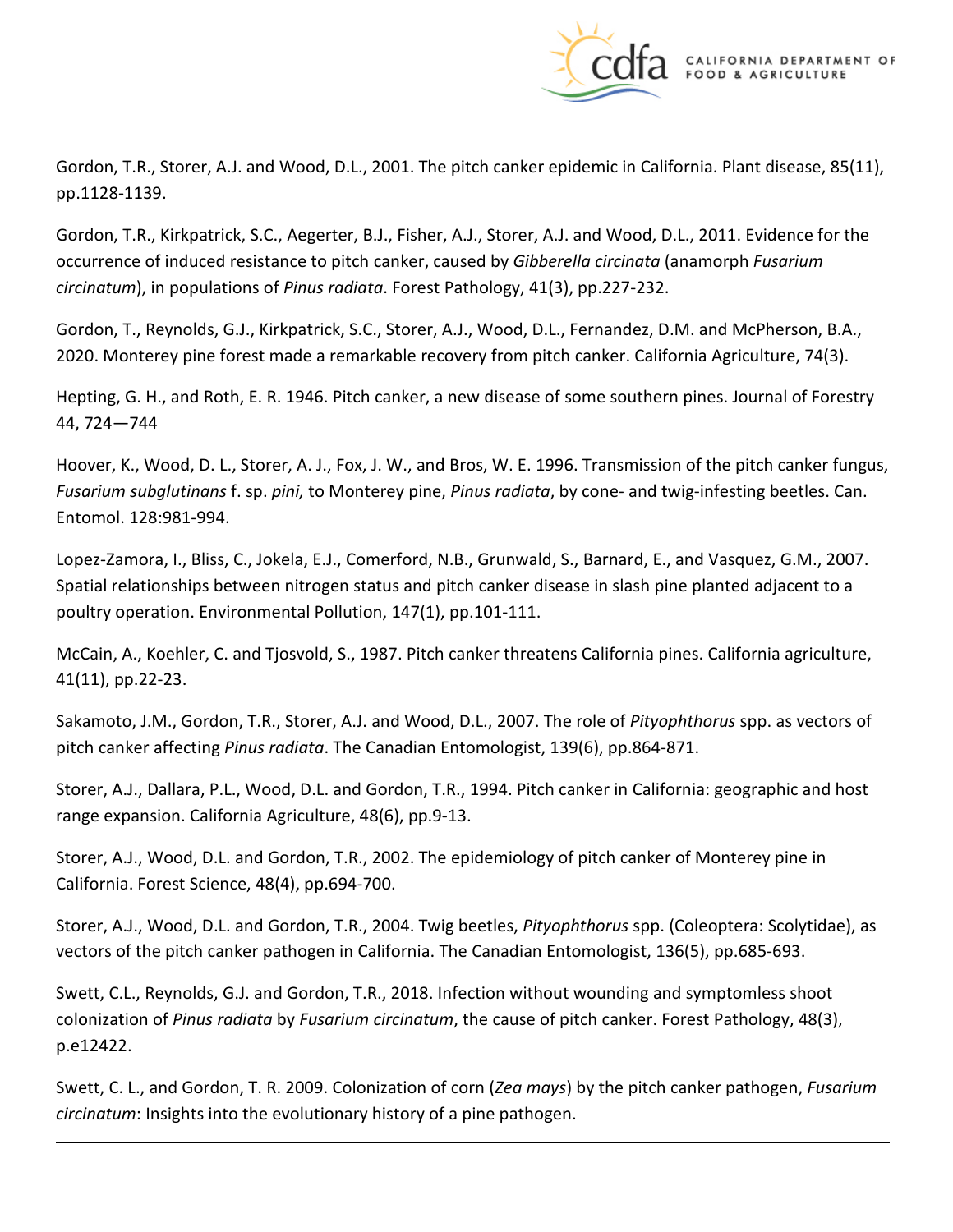Gordon, T.R., Storer, A.J. and Wood, D.L., 2001. The pitch canker epidemic in California. Plant disease, 85(11), pp.1128-1139.

Gordon, T.R., Kirkpatrick, S.C., Aegerter, B.J., Fisher, A.J., Storer, A.J. and Wood, D.L., 2011. Evidence for the occurrence of induced resistance to pitch canker, caused by *Gibberella circinata* (anamorph *Fusarium circinatum*), in populations of *Pinus radiata*. Forest Pathology, 41(3), pp.227-232.

Gordon, T., Reynolds, G.J., Kirkpatrick, S.C., Storer, A.J., Wood, D.L., Fernandez, D.M. and McPherson, B.A., 2020. Monterey pine forest made a remarkable recovery from pitch canker. California Agriculture, 74(3).

Hepting, G. H., and Roth, E. R. 1946. Pitch canker, a new disease of some southern pines. Journal of Forestry 44, 724—744

Hoover, K., Wood, D. L., Storer, A. J., Fox, J. W., and Bros, W. E. 1996. Transmission of the pitch canker fungus, *Fusarium subglutinans* f. sp. *pini,* to Monterey pine, *Pinus radiata*, by cone- and twig-infesting beetles. Can. Entomol. 128:981-994.

Lopez-Zamora, I., Bliss, C., Jokela, E.J., Comerford, N.B., Grunwald, S., Barnard, E., and Vasquez, G.M., 2007. Spatial relationships between nitrogen status and pitch canker disease in slash pine planted adjacent to a poultry operation. Environmental Pollution, 147(1), pp.101-111.

McCain, A., Koehler, C. and Tjosvold, S., 1987. Pitch canker threatens California pines. California agriculture, 41(11), pp.22-23.

Sakamoto, J.M., Gordon, T.R., Storer, A.J. and Wood, D.L., 2007. The role of *Pityophthorus* spp. as vectors of pitch canker affecting *Pinus radiata*. The Canadian Entomologist, 139(6), pp.864-871.

Storer, A.J., Dallara, P.L., Wood, D.L. and Gordon, T.R., 1994. Pitch canker in California: geographic and host range expansion. California Agriculture, 48(6), pp.9-13.

Storer, A.J., Wood, D.L. and Gordon, T.R., 2002. The epidemiology of pitch canker of Monterey pine in California. Forest Science, 48(4), pp.694-700.

Storer, A.J., Wood, D.L. and Gordon, T.R., 2004. Twig beetles, *Pityophthorus* spp. (Coleoptera: Scolytidae), as vectors of the pitch canker pathogen in California. The Canadian Entomologist, 136(5), pp.685-693.

Swett, C.L., Reynolds, G.J. and Gordon, T.R., 2018. Infection without wounding and symptomless shoot colonization of *Pinus radiata* by *Fusarium circinatum*, the cause of pitch canker. Forest Pathology, 48(3), p.e12422.

Swett, C. L., and Gordon, T. R. 2009. Colonization of corn (*Zea mays*) by the pitch canker pathogen, *Fusarium circinatum*: Insights into the evolutionary history of a pine pathogen.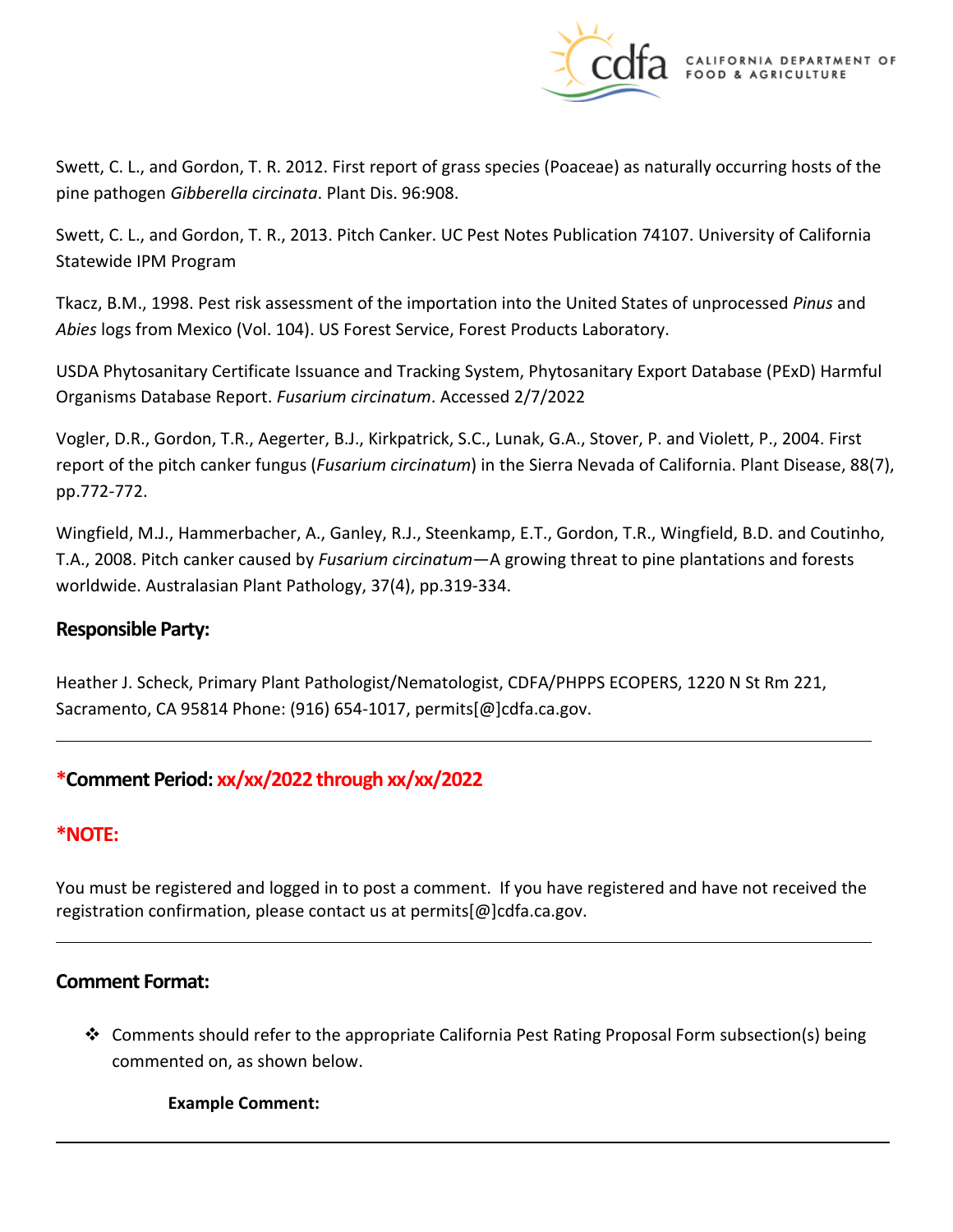Swett, C. L., and Gordon, T. R. 2012. First report of grass species (Poaceae) as naturally occurring hosts of the pine pathogen *Gibberella circinata*. Plant Dis. 96:908.

Swett, C. L., and Gordon, T. R., 2013. Pitch Canker. UC Pest Notes Publication 74107. University of California Statewide IPM Program

Tkacz, B.M., 1998. Pest risk assessment of the importation into the United States of unprocessed *Pinus* and *Abies* logs from Mexico (Vol. 104). US Forest Service, Forest Products Laboratory.

USDA Phytosanitary Certificate Issuance and Tracking System, Phytosanitary Export Database (PExD) Harmful Organisms Database Report. *Fusarium circinatum*. Accessed 2/7/2022

Vogler, D.R., Gordon, T.R., Aegerter, B.J., Kirkpatrick, S.C., Lunak, G.A., Stover, P. and Violett, P., 2004. First report of the pitch canker fungus (*Fusarium circinatum*) in the Sierra Nevada of California. Plant Disease, 88(7), pp.772-772.

Wingfield, M.J., Hammerbacher, A., Ganley, R.J., Steenkamp, E.T., Gordon, T.R., Wingfield, B.D. and Coutinho, T.A., 2008. Pitch canker caused by *Fusarium circinatum*—A growing threat to pine plantations and forests worldwide. Australasian Plant Pathology, 37(4), pp.319-334.

## Responsible Party:

Heather J. Scheck, Primary Plant Pathologist/Nematologist, CDFA/PHPPS ECOPERS, 1220 N St Rm 221, Sacramento, CA 95814 Phone: (916) 654-1017, permits[@]cdfa.ca.gov.

---

## *Comment Period: xx/xx/2022 through xx/xx/2022

## *NOTE:

You must be registered and logged in to post a comment. If you have registered and have not received the registration confirmation, please contact us at permits[@]cdfa.ca.gov.

---

## Comment Format:

- Comments should refer to the appropriate California Pest Rating Proposal Form subsection(s) being commented on, as shown below.

  **Example Comment:**

---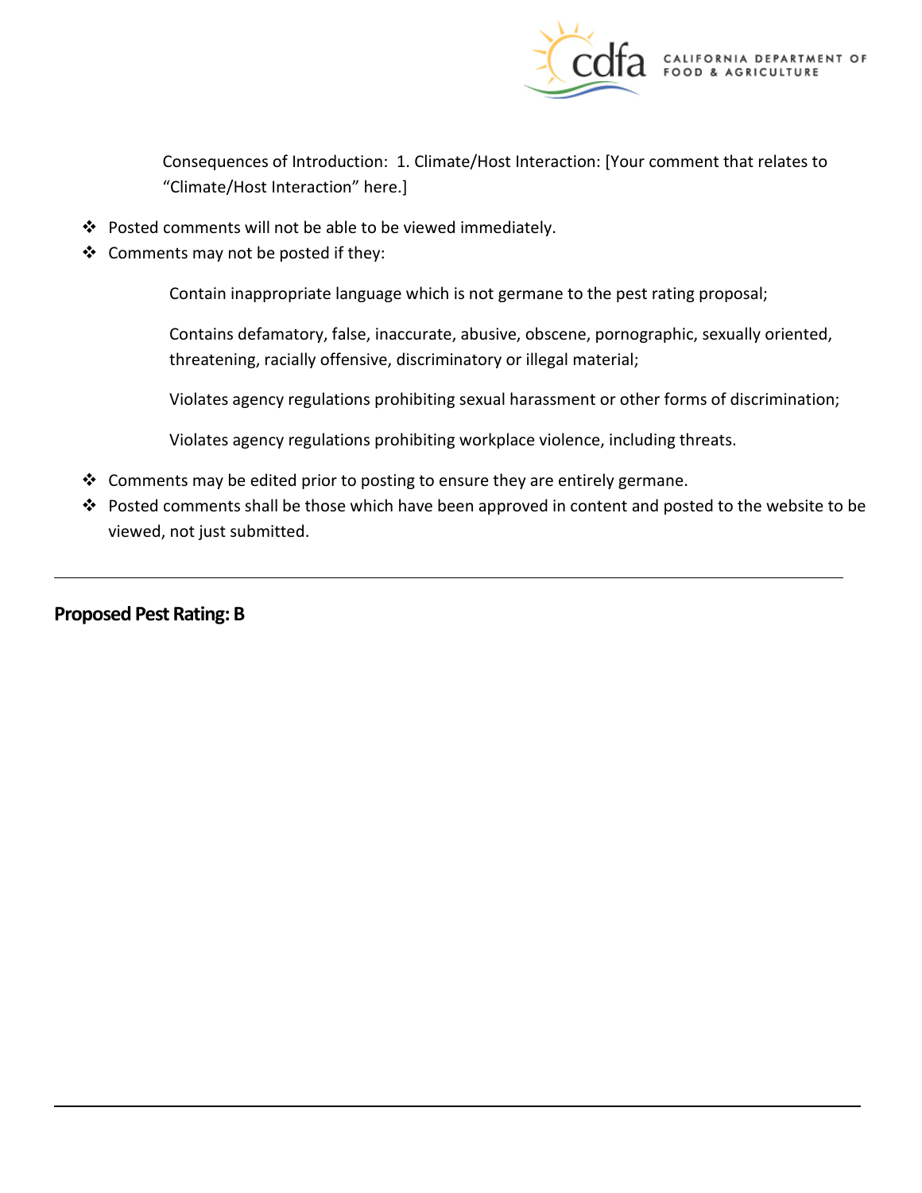Consequences of Introduction: 1. Climate/Host Interaction: [Your comment that relates to "Climate/Host Interaction" here.]

- Posted comments will not be able to be viewed immediately.
- Comments may not be posted if they:

  Contain inappropriate language which is not germane to the pest rating proposal;

  Contains defamatory, false, inaccurate, abusive, obscene, pornographic, sexually oriented, threatening, racially offensive, discriminatory or illegal material;

  Violates agency regulations prohibiting sexual harassment or other forms of discrimination;

  Violates agency regulations prohibiting workplace violence, including threats.

- Comments may be edited prior to posting to ensure they are entirely germane.
- Posted comments shall be those which have been approved in content and posted to the website to be viewed, not just submitted.

---

**Proposed Pest Rating: B**